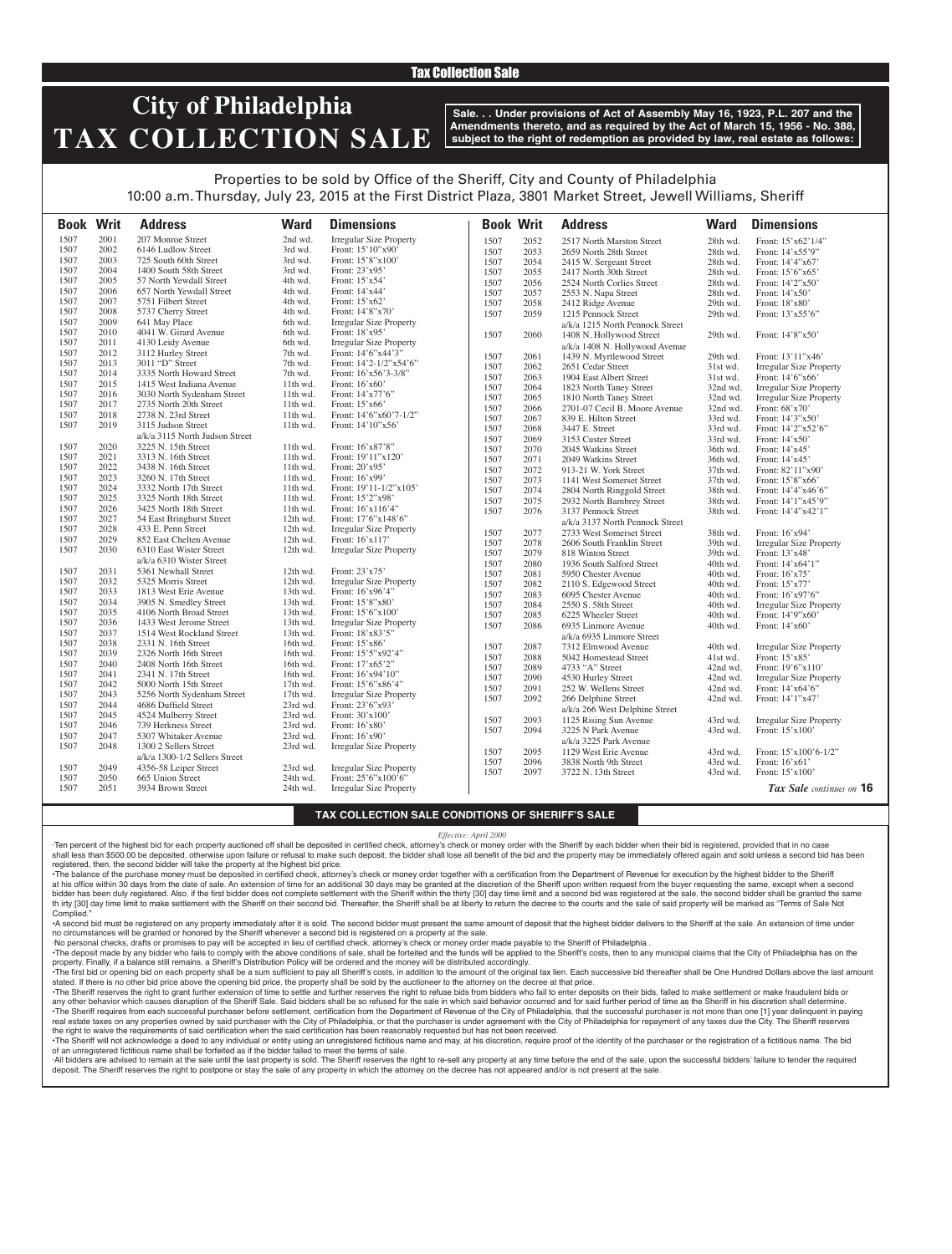Tax Collection Sale

# City of Philadelphia TAX COLLECTION SALE

**Sale. . . Under provisions of Act of Assembly May 16, 1923, P.L. 207 and the Amendments thereto, and as required by the Act of March 15, 1956 - No. 388, subject to the right of redemption as provided by law, real estate as follows:**

Properties to be sold by Office of the Sheriff, City and County of Philadelphia
10:00 a.m. Thursday, July 23, 2015 at the First District Plaza, 3801 Market Street, Jewell Williams, Sheriff

| Book | Writ | Address | Ward | Dimensions |
|---|---|---|---|---|
| 1507 | 2001 | 207 Monroe Street | 2nd wd. | Irregular Size Property |
| 1507 | 2002 | 6146 Ludlow Street | 3rd wd. | Front: 15'10"x90' |
| 1507 | 2003 | 725 South 60th Street | 3rd wd. | Front: 15'8"x100' |
| 1507 | 2004 | 1400 South 58th Street | 3rd wd. | Front: 23'x95' |
| 1507 | 2005 | 57 North Yewdall Street | 4th wd. | Front: 15'x54' |
| 1507 | 2006 | 657 North Yewdall Street | 4th wd. | Front: 14'x44' |
| 1507 | 2007 | 5751 Filbert Street | 4th wd. | Front: 15'x62' |
| 1507 | 2008 | 5737 Cherry Street | 4th wd. | Front: 14'8"x70' |
| 1507 | 2009 | 641 May Place | 6th wd. | Irregular Size Property |
| 1507 | 2010 | 4041 W. Girard Avenue | 6th wd. | Front: 18'x95' |
| 1507 | 2011 | 4130 Leidy Avenue | 6th wd. | Irregular Size Property |
| 1507 | 2012 | 3112 Hurley Street | 7th wd. | Front: 14'6"x44'3" |
| 1507 | 2013 | 3011 "D" Street | 7th wd. | Front: 14'2-1/2"x54'6" |
| 1507 | 2014 | 3335 North Howard Street | 7th wd. | Front: 16'x56'3-3/8" |
| 1507 | 2015 | 1415 West Indiana Avenue | 11th wd. | Front: 16'x60' |
| 1507 | 2016 | 3030 North Sydenham Street | 11th wd. | Front: 14'x77'6" |
| 1507 | 2017 | 2735 North 20th Street | 11th wd. | Front: 15'x66' |
| 1507 | 2018 | 2738 N. 23rd Street | 11th wd. | Front: 14'6"x60'7-1/2" |
| 1507 | 2019 | 3115 Judson Street a/k/a 3115 North Judson Street | 11th wd. | Front: 14'10"x56' |
| 1507 | 2020 | 3225 N. 15th Street | 11th wd. | Front: 15'x87'8" |
| 1507 | 2021 | 3313 N. 16th Street | 11th wd. | Front: 19'11"x120' |
| 1507 | 2022 | 3438 N. 16th Street | 11th wd. | Front: 20'x95' |
| 1507 | 2023 | 3260 N. 17th Street | 11th wd. | Front: 16'x99' |
| 1507 | 2024 | 3332 North 17th Street | 11th wd. | Front: 19'11-1/2"x105' |
| 1507 | 2025 | 3325 North 18th Street | 11th wd. | Front: 15'2"x98' |
| 1507 | 2026 | 3425 North 18th Street | 11th wd. | Front: 16'x116'4" |
| 1507 | 2027 | 54 East Bringhurst Street | 12th wd. | Front: 17'6"x148'6" |
| 1507 | 2028 | 433 E. Penn Street | 12th wd. | Irregular Size Property |
| 1507 | 2029 | 852 East Chelten Avenue | 12th wd. | Front: 16'x117' |
| 1507 | 2030 | 6310 East Wister Street a/k/a 6310 Wister Street | 12th wd. | Irregular Size Property |
| 1507 | 2031 | 5361 Newhall Street | 12th wd. | Front: 23'x75' |
| 1507 | 2032 | 5325 Morris Street | 12th wd. | Irregular Size Property |
| 1507 | 2033 | 1813 West Erie Avenue | 13th wd. | Front: 16'x96'4" |
| 1507 | 2034 | 3905 N. Smedley Street | 13th wd. | Front: 15'8"x80' |
| 1507 | 2035 | 4106 North Broad Street | 13th wd. | Front: 15'6"x100' |
| 1507 | 2036 | 1433 West Jerome Street | 13th wd. | Irregular Size Property |
| 1507 | 2037 | 1514 West Rockland Street | 13th wd. | Front: 18'x83'5" |
| 1507 | 2038 | 2331 N. 16th Street | 16th wd. | Front: 15'x86' |
| 1507 | 2039 | 2326 North 16th Street | 16th wd. | Front: 15'5"x92'4" |
| 1507 | 2040 | 2408 North 16th Street | 16th wd. | Front: 17'x65'2" |
| 1507 | 2041 | 2341 N. 17th Street | 16th wd. | Front: 16'x94'10" |
| 1507 | 2042 | 5000 North 15th Street | 17th wd. | Front: 15'6"x86'4" |
| 1507 | 2043 | 5256 North Sydenham Street | 17th wd. | Irregular Size Property |
| 1507 | 2044 | 4686 Duffield Street | 23rd wd. | Front: 23'6"x93' |
| 1507 | 2045 | 4524 Mulberry Street | 23rd wd. | Front: 30'x100' |
| 1507 | 2046 | 739 Herkness Street | 23rd wd. | Front: 16'x80' |
| 1507 | 2047 | 5307 Whitaker Avenue | 23rd wd. | Front: 16'x90' |
| 1507 | 2048 | 1300 2 Sellers Street a/k/a 1300-1/2 Sellers Street | 23rd wd. | Irregular Size Property |
| 1507 | 2049 | 4356-58 Leiper Street | 23rd wd. | Irregular Size Property |
| 1507 | 2050 | 665 Union Street | 24th wd. | Front: 25'6"x100'6" |
| 1507 | 2051 | 3934 Brown Street | 24th wd. | Irregular Size Property |
| 1507 | 2052 | 2517 North Marston Street | 28th wd. | Front: 15'x62'1/4" |
| 1507 | 2053 | 2659 North 28th Street | 28th wd. | Front: 14'x55'9" |
| 1507 | 2054 | 2415 W. Sergeant Street | 28th wd. | Front: 14'4"x67' |
| 1507 | 2055 | 2417 North 30th Street | 28th wd. | Front: 15'6"x65' |
| 1507 | 2056 | 2524 North Corlies Street | 28th wd. | Front: 14'2"x50' |
| 1507 | 2057 | 2553 N. Napa Street | 28th wd. | Front: 14'x50' |
| 1507 | 2058 | 2412 Ridge Avenue | 29th wd. | Front: 18'x80' |
| 1507 | 2059 | 1215 Pennock Street a/k/a 1215 North Pennock Street | 29th wd. | Front: 13'x55'6" |
| 1507 | 2060 | 1408 N. Hollywood Street a/k/a 1408 N. Hollywood Avenue | 29th wd. | Front: 14'8"x50' |
| 1507 | 2061 | 1439 N. Myrtlewood Street | 29th wd. | Front: 13'11"x46' |
| 1507 | 2062 | 2651 Cedar Street | 31st wd. | Irregular Size Property |
| 1507 | 2063 | 1904 East Albert Street | 31st wd. | Front: 14'6"x66' |
| 1507 | 2064 | 1823 North Taney Street | 32nd wd. | Irregular Size Property |
| 1507 | 2065 | 1810 North Taney Street | 32nd wd. | Irregular Size Property |
| 1507 | 2066 | 2701-07 Cecil B. Moore Avenue | 32nd wd. | Front: 68'x70' |
| 1507 | 2067 | 839 E. Hilton Street | 33rd wd. | Front: 14'3"x50' |
| 1507 | 2068 | 3447 E. Street | 33rd wd. | Front: 14'2"x52'6" |
| 1507 | 2069 | 3153 Custer Street | 33rd wd. | Front: 14'x50' |
| 1507 | 2070 | 2045 Watkins Street | 36th wd. | Front: 14'x45' |
| 1507 | 2071 | 2049 Watkins Street | 36th wd. | Front: 14'x45' |
| 1507 | 2072 | 913-21 W. York Street | 37th wd. | Front: 82'11"x90' |
| 1507 | 2073 | 1141 West Somerset Street | 37th wd. | Front: 15'8"x66' |
| 1507 | 2074 | 2804 North Ringgold Street | 38th wd. | Front: 14'4"x46'6" |
| 1507 | 2075 | 2932 North Bambrey Street | 38th wd. | Front: 14'1"x45'9" |
| 1507 | 2076 | 3137 Pennock Street a/k/a 3137 North Pennock Street | 38th wd. | Front: 14'4"x42'1" |
| 1507 | 2077 | 2733 West Somerset Street | 38th wd. | Front: 16'x94' |
| 1507 | 2078 | 2606 South Franklin Street | 39th wd. | Irregular Size Property |
| 1507 | 2079 | 818 Winton Street | 39th wd. | Front: 13'x48' |
| 1507 | 2080 | 1936 South Salford Street | 40th wd. | Front: 14'x64'1" |
| 1507 | 2081 | 5950 Chester Avenue | 40th wd. | Front: 16'x75' |
| 1507 | 2082 | 2110 S. Edgewood Street | 40th wd. | Front: 15'x77' |
| 1507 | 2083 | 6095 Chester Avenue | 40th wd. | Front: 16'x97'6" |
| 1507 | 2084 | 2550 S. 58th Street | 40th wd. | Irregular Size Property |
| 1507 | 2085 | 6225 Wheeler Street | 40th wd. | Front: 14'9"x60' |
| 1507 | 2086 | 6935 Linmore Avenue a/k/a 6935 Linmore Street | 40th wd. | Front: 14'x60' |
| 1507 | 2087 | 7312 Elmwood Avenue | 40th wd. | Irregular Size Property |
| 1507 | 2088 | 5042 Homestead Street | 41st wd. | Front: 15'x85' |
| 1507 | 2089 | 4733 "A" Street | 42nd wd. | Front: 19'6"x110' |
| 1507 | 2090 | 4530 Hurley Street | 42nd wd. | Irregular Size Property |
| 1507 | 2091 | 252 W. Wellens Street | 42nd wd. | Front: 14'x64'6" |
| 1507 | 2092 | 266 Delphine Street a/k/a 266 West Delphine Street | 42nd wd. | Front: 14'1"x47' |
| 1507 | 2093 | 1125 Rising Sun Avenue | 43rd wd. | Irregular Size Property |
| 1507 | 2094 | 3225 N Park Avenue a/k/a 3225 Park Avenue | 43rd wd. | Front: 15'x100' |
| 1507 | 2095 | 1129 West Erie Avenue | 43rd wd. | Front: 15'x100'6-1/2" |
| 1507 | 2096 | 3838 North 9th Street | 43rd wd. | Front: 16'x61' |
| 1507 | 2097 | 3722 N. 13th Street | 43rd wd. | Front: 15'x100' |

*Tax Sale continues on* **16**

## TAX COLLECTION SALE CONDITIONS OF SHERIFF'S SALE

*Effective: April 2000*

·Ten percent of the highest bid for each property auctioned off shall be deposited in certified check, attorney's check or money order with the Sheriff by each bidder when their bid is registered, provided that in no case shall less than $500.00 be deposited, otherwise upon failure or refusal to make such deposit, the bidder shall lose all benefit of the bid and the property may be immediately offered again and sold unless a second bid has been registered, then, the second bidder will take the property at the highest bid price.

•The balance of the purchase money must be deposited in certified check, attorney's check or money order together with a certification from the Department of Revenue for execution by the highest bidder to the Sheriff at his office within 30 days from the date of sale. An extension of time for an additional 30 days may be granted at the discretion of the Sheriff upon written request from the buyer requesting the same, except when a second bidder has been duly registered. Also, if the first bidder does not complete settlement with the Sheriff within the thirty [30] day time limit and a second bid was registered at the sale, the second bidder shall be granted the same th irty [30] day time limit to make settlement with the Sheriff on their second bid. Thereafter, the Sheriff shall be at liberty to return the decree to the courts and the sale of said property will be marked as "Terms of Sale Not Complied."

•A second bid must be registered on any property immediately after it is sold. The second bidder must present the same amount of deposit that the highest bidder delivers to the Sheriff at the sale. An extension of time under no circumstances will be granted or honored by the Sheriff whenever a second bid is registered on a property at the sale.

·No personal checks, drafts or promises to pay will be accepted in lieu of certified check, attorney's check or money order made payable to the Sheriff of Philadelphia .

•The deposit made by any bidder who fails to comply with the above conditions of sale, shall be forteited and the funds will be applied to the Sheriff's costs, then to any municipal claims that the City of Philadelphia has on the property. Finally, if a balance still remains, a Sheriff's Distribution Policy will be ordered and the money will be distributed accordingly.

•The first bid or opening bid on each property shall be a sum sufficient to pay all Sheriff's costs, in addition to the amount of the original tax lien. Each successive bid thereafter shall be One Hundred Dollars above the last amount stated. If there is no other bid price above the opening bid price, the property shall be sold by the auctioneer to the attorney on the decree at that price.

•The Sheriff reserves the right to grant further extension of time to settle and further reserves the right to refuse bids from bidders who fail to enter deposits on their bids, failed to make settlement or make fraudulent bids or any other behavior which causes disruption of the Sheriff Sale. Said bidders shall be so refused for the sale in which said behavior occurred and for said further period of time as the Sheriff in his discretion shall determine.

•The Sheriff requires from each successful purchaser before settlement, certification from the Department of Revenue of the City of Philadelphia, that the successful purchaser is not more than one [1] year delinquent in paying real estate taxes on any properties owned by said purchaser with the City of Philadelphia, or that the purchaser is under agreement with the City of Philadelphia for repayment of any taxes due the City. The Sheriff reserves the right to waive the requirements of said certification when the said certification has been reasonably requested but has not been received.

•The Sheriff will not acknowledge a deed to any individual or entity using an unregistered fictitious name and may, at his discretion, require proof of the identity of the purchaser or the registration of a fictitious name. The bid of an unregistered fictitious name shall be forfeited as if the bidder failed to meet the terms of sale.

·All bidders are advised to remain at the sale until the last property is sold. The Sheriff reserves the right to re-sell any property at any time before the end of the sale, upon the successful bidders' failure to tender the required deposit. The Sheriff reserves the right to postpone or stay the sale of any property in which the attorney on the decree has not appeared and/or is not present at the sale.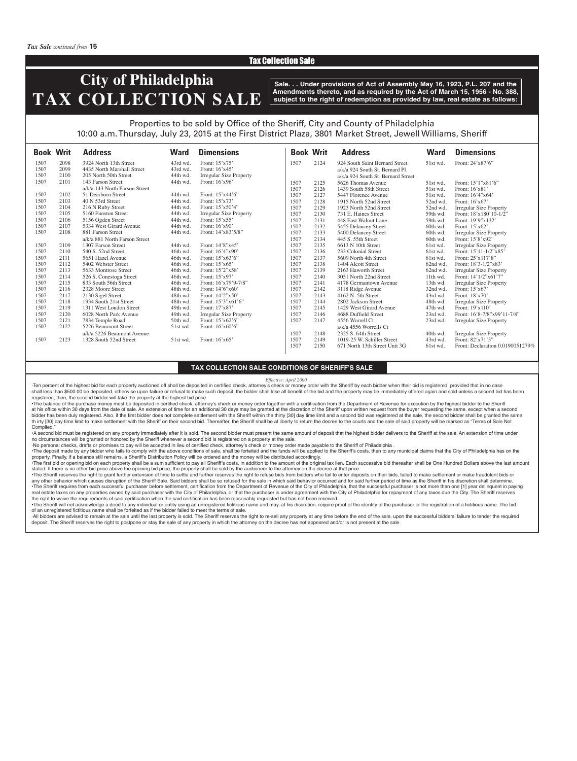*Tax Sale continued from* **15**

Tax Collection Sale

# City of Philadelphia TAX COLLECTION SALE

**Sale. . . Under provisions of Act of Assembly May 16, 1923, P.L. 207 and the Amendments thereto, and as required by the Act of March 15, 1956 - No. 388, subject to the right of redemption as provided by law, real estate as follows:**

Properties to be sold by Office of the Sheriff, City and County of Philadelphia
10:00 a.m. Thursday, July 23, 2015 at the First District Plaza, 3801 Market Street, Jewell Williams, Sheriff

| Book | Writ | Address | Ward | Dimensions |
|---|---|---|---|---|
| 1507 | 2098 | 3924 North 13th Street | 43rd wd. | Front: 15'x75' |
| 1507 | 2099 | 4435 North Marshall Street | 43rd wd. | Front: 16'x45' |
| 1507 | 2100 | 205 North 50th Street | 44th wd. | Irregular Size Property |
| 1507 | 2101 | 143 Farson Street a/k/a 143 North Farson Street | 44th wd. | Front: 16'x96' |
| 1507 | 2102 | 51 Dearborn Street | 44th wd. | Front: 15'x44'6" |
| 1507 | 2103 | 40 N 53rd Street | 44th wd. | Front: 15'x73' |
| 1507 | 2104 | 216 N Ruby Street | 44th wd. | Front: 15'x50'4" |
| 1507 | 2105 | 5160 Funston Street | 44th wd. | Irregular Size Property |
| 1507 | 2106 | 5156 Ogden Street | 44th wd. | Front: 15'x55' |
| 1507 | 2107 | 5334 West Girard Avenue | 44th wd. | Front: 16'x90' |
| 1507 | 2108 | 881 Farson Street a/k/a 881 North Farson Street | 44th wd. | Front: 14'x83'5/8" |
| 1507 | 2109 | 1307 Farson Street | 44th wd. | Front: 14'8"x45' |
| 1507 | 2110 | 540 S. 52nd Street | 46th wd. | Front: 16'4"x90' |
| 1507 | 2111 | 5651 Hazel Avenue | 46th wd. | Front: 15'x63'6" |
| 1507 | 2112 | 5402 Webster Street | 46th wd. | Front: 15'x65' |
| 1507 | 2113 | 5633 Montrose Street | 46th wd. | Front: 15'2"x58' |
| 1507 | 2114 | 526 S. Conestoga Street | 46th wd. | Front: 15'x97' |
| 1507 | 2115 | 833 South 56th Street | 46th wd. | Front: 16'x79'9-7/8" |
| 1507 | 2116 | 2328 Moore Street | 48th wd. | Front: 14'6"x60' |
| 1507 | 2117 | 2130 Sigel Street | 48th wd. | Front: 14'2"x50' |
| 1507 | 2118 | 1934 South 21st Street | 48th wd. | Front: 15'3"x61'6" |
| 1507 | 2119 | 1311 West Loudon Street | 49th wd. | Front: 17'x87' |
| 1507 | 2120 | 6028 North Park Avenue | 49th wd. | Irregular Size Property |
| 1507 | 2121 | 7834 Temple Road | 50th wd. | Front: 15'x62'6" |
| 1507 | 2122 | 5226 Beaumont Street a/k/a 5226 Beaumont Avenue | 51st wd. | Front: 16'x60'6" |
| 1507 | 2123 | 1328 South 52nd Street | 51st wd. | Front: 16'x65' |
| 1507 | 2124 | 924 South Saint Bernard Street a/k/a 924 South St. Bernard Pl. a/k/a 924 South St. Bernard Street | 51st wd. | Front: 24'x87'6" |
| 1507 | 2125 | 5626 Thomas Avenue | 51st wd. | Front: 15'1"x81'6" |
| 1507 | 2126 | 1439 South 58th Street | 51st wd. | Front: 16'x81' |
| 1507 | 2127 | 5447 Florence Avenue | 51st wd. | Front: 16'4"x64' |
| 1507 | 2128 | 1915 North 52nd Street | 52nd wd. | Front: 16'x67' |
| 1507 | 2129 | 1923 North 52nd Street | 52nd wd. | Irregular Size Property |
| 1507 | 2130 | 731 E. Haines Street | 59th wd. | Front: 18'x180'10-1/2" |
| 1507 | 2131 | 448 East Walnut Lane | 59th wd. | Front: 19'9"x132' |
| 1507 | 2132 | 5455 Delancey Street | 60th wd. | Front: 15'x62' |
| 1507 | 2133 | 5400 Delancey Street | 60th wd. | Irregular Size Property |
| 1507 | 2134 | 445 S. 55th Street | 60th wd. | Front: 15'8"x92' |
| 1507 | 2135 | 6613 N 10th Street | 61st wd. | Irregular Size Property |
| 1507 | 2136 | 233 Colonial Street | 61st wd. | Front: 15'11-1/2"x85' |
| 1507 | 2137 | 5609 North 4th Street | 61st wd. | Front: 25'x117'8" |
| 1507 | 2138 | 1404 Alcott Street | 62nd wd. | Front: 18'3-1/2"x83' |
| 1507 | 2139 | 2163 Haworth Street | 62nd wd. | Irregular Size Property |
| 1507 | 2140 | 3051 North 22nd Street | 11th wd. | Front: 14'1/2"x61'7" |
| 1507 | 2141 | 4178 Germantown Avenue | 13th wd. | Irregular Size Property |
| 1507 | 2142 | 3118 Ridge Avenue | 32nd wd. | Front: 15'x67' |
| 1507 | 2143 | 4162 N. 5th Street | 43rd wd. | Front: 18'x70' |
| 1507 | 2144 | 2802 Jackson Street | 48th wd. | Irregular Size Property |
| 1507 | 2145 | 1429 West Girard Avenue | 47th wd. | Front: 19'x110' |
| 1507 | 2146 | 4688 Duffield Street | 23rd wd. | Front: 16'8-7/8"x99'11-7/8" |
| 1507 | 2147 | 4556 Worrell Ct a/k/a 4556 Worrells Ct | 23rd wd. | Irregular Size Property |
| 1507 | 2148 | 2325 S. 64th Street | 40th wd. | Irregular Size Property |
| 1507 | 2149 | 1019-25 W. Schiller Street | 43rd wd. | Front: 82'x71'3" |
| 1507 | 2150 | 671 North 13th Street Unit 3G | 61st wd. | Front: Declaration 0.0190051279% |

## TAX COLLECTION SALE CONDITIONS OF SHERIFF'S SALE

*Effective: April 2000*

·Ten percent of the highest bid for each property auctioned off shall be deposited in certified check, attorney's check or money order with the Sheriff by each bidder when their bid is registered, provided that in no case shall less than $500.00 be deposited, otherwise upon failure or refusal to make such deposit, the bidder shall lose all benefit of the bid and the property may be immediately offered again and sold unless a second bid has been registered, then, the second bidder will take the property at the highest bid price.

•The balance of the purchase money must be deposited in certified check, attorney's check or money order together with a certification from the Department of Revenue for execution by the highest bidder to the Sheriff at his office within 30 days from the date of sale. An extension of time for an additional 30 days may be granted at the discretion of the Sheriff upon written request from the buyer requesting the same, except when a second bidder has been duly registered. Also, if the first bidder does not complete settlement with the Sheriff within the thirty [30] day time limit and a second bid was registered at the sale, the second bidder shall be granted the same th irty [30] day time limit to make settlement with the Sheriff on their second bid. Thereafter, the Sheriff shall be at liberty to return the decree to the courts and the sale of said property will be marked as "Terms of Sale Not Complied."

•A second bid must be registered on any property immediately after it is sold. The second bidder must present the same amount of deposit that the highest bidder delivers to the Sheriff at the sale. An extension of time under no circumstances will be granted or honored by the Sheriff whenever a second bid is registered on a property at the sale.

·No personal checks, drafts or promises to pay will be accepted in lieu of certified check, attorney's check or money order made payable to the Sheriff of Philadelphia .

•The deposit made by any bidder who fails to comply with the above conditions of sale, shall be forteited and the funds will be applied to the Sheriff's costs, then to any municipal claims that the City of Philadelphia has on the property. Finally, if a balance still remains, a Sheriff's Distribution Policy will be ordered and the money will be distributed accordingly.

•The first bid or opening bid on each property shall be a sum sufficient to pay all Sheriff's costs, in addition to the amount of the original tax lien. Each successive bid thereafter shall be One Hundred Dollars above the last amount stated. If there is no other bid price above the opening bid price, the property shall be sold by the auctioneer to the attorney on the decree at that price.

•The Sheriff reserves the right to grant further extension of time to settle and further reserves the right to refuse bids from bidders who fail to enter deposits on their bids, failed to make settlement or make fraudulent bids or any other behavior which causes disruption of the Sheriff Sale. Said bidders shall be so refused for the sale in which said behavior occurred and for said further period of time as the Sheriff in his discretion shall determine.

•The Sheriff requires from each successful purchaser before settlement, certification from the Department of Revenue of the City of Philadelphia, that the successful purchaser is not more than one [1] year delinquent in paying real estate taxes on any properties owned by said purchaser with the City of Philadelphia, or that the purchaser is under agreement with the City of Philadelphia for repayment of any taxes due the City. The Sheriff reserves the right to waive the requirements of said certification when the said certification has been reasonably requested but has not been received.

•The Sheriff will not acknowledge a deed to any individual or entity using an unregistered fictitious name and may, at his discretion, require proof of the identity of the purchaser or the registration of a fictitious name. The bid of an unregistered fictitious name shall be forfeited as if the bidder failed to meet the terms of sale.

·All bidders are advised to remain at the sale until the last property is sold. The Sheriff reserves the right to re-sell any property at any time before the end of the sale, upon the successful bidders' failure to tender the required deposit. The Sheriff reserves the right to postpone or stay the sale of any property in which the attorney on the decree has not appeared and/or is not present at the sale.